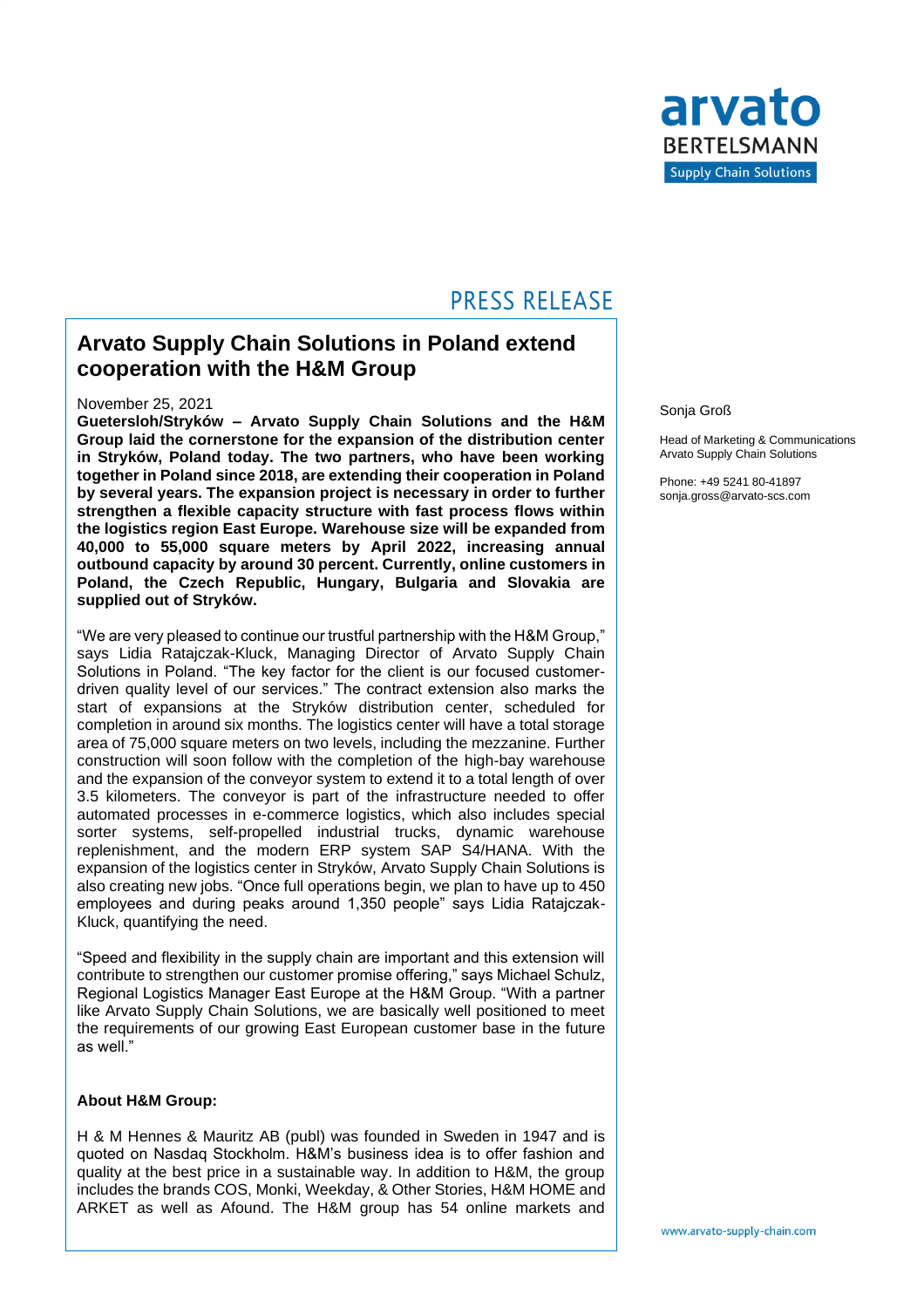PRESS RELEASE

# Arvato Supply Chain Solutions in Poland extend cooperation with the H&M Group

November 25, 2021

**Guetersloh/Stryków – Arvato Supply Chain Solutions and the H&M Group laid the cornerstone for the expansion of the distribution center in Stryków, Poland today. The two partners, who have been working together in Poland since 2018, are extending their cooperation in Poland by several years. The expansion project is necessary in order to further strengthen a flexible capacity structure with fast process flows within the logistics region East Europe. Warehouse size will be expanded from 40,000 to 55,000 square meters by April 2022, increasing annual outbound capacity by around 30 percent. Currently, online customers in Poland, the Czech Republic, Hungary, Bulgaria and Slovakia are supplied out of Stryków.**

"We are very pleased to continue our trustful partnership with the H&M Group," says Lidia Ratajczak-Kluck, Managing Director of Arvato Supply Chain Solutions in Poland. "The key factor for the client is our focused customer-driven quality level of our services." The contract extension also marks the start of expansions at the Stryków distribution center, scheduled for completion in around six months. The logistics center will have a total storage area of 75,000 square meters on two levels, including the mezzanine. Further construction will soon follow with the completion of the high-bay warehouse and the expansion of the conveyor system to extend it to a total length of over 3.5 kilometers. The conveyor is part of the infrastructure needed to offer automated processes in e-commerce logistics, which also includes special sorter systems, self-propelled industrial trucks, dynamic warehouse replenishment, and the modern ERP system SAP S4/HANA. With the expansion of the logistics center in Stryków, Arvato Supply Chain Solutions is also creating new jobs. "Once full operations begin, we plan to have up to 450 employees and during peaks around 1,350 people" says Lidia Ratajczak-Kluck, quantifying the need.

"Speed and flexibility in the supply chain are important and this extension will contribute to strengthen our customer promise offering," says Michael Schulz, Regional Logistics Manager East Europe at the H&M Group. "With a partner like Arvato Supply Chain Solutions, we are basically well positioned to meet the requirements of our growing East European customer base in the future as well."

**About H&M Group:**

H & M Hennes & Mauritz AB (publ) was founded in Sweden in 1947 and is quoted on Nasdaq Stockholm. H&M's business idea is to offer fashion and quality at the best price in a sustainable way. In addition to H&M, the group includes the brands COS, Monki, Weekday, & Other Stories, H&M HOME and ARKET as well as Afound. The H&M group has 54 online markets and

Sonja Groß

Head of Marketing & Communications
Arvato Supply Chain Solutions

Phone: +49 5241 80-41897
sonja.gross@arvato-scs.com

www.arvato-supply-chain.com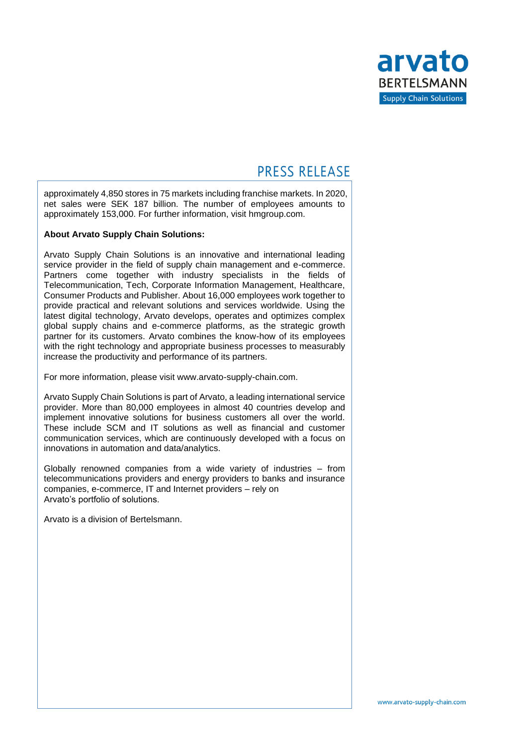approximately 4,850 stores in 75 markets including franchise markets. In 2020, net sales were SEK 187 billion. The number of employees amounts to approximately 153,000. For further information, visit hmgroup.com.

**About Arvato Supply Chain Solutions:**

Arvato Supply Chain Solutions is an innovative and international leading service provider in the field of supply chain management and e-commerce. Partners come together with industry specialists in the fields of Telecommunication, Tech, Corporate Information Management, Healthcare, Consumer Products and Publisher. About 16,000 employees work together to provide practical and relevant solutions and services worldwide. Using the latest digital technology, Arvato develops, operates and optimizes complex global supply chains and e-commerce platforms, as the strategic growth partner for its customers. Arvato combines the know-how of its employees with the right technology and appropriate business processes to measurably increase the productivity and performance of its partners.

For more information, please visit www.arvato-supply-chain.com.

Arvato Supply Chain Solutions is part of Arvato, a leading international service provider. More than 80,000 employees in almost 40 countries develop and implement innovative solutions for business customers all over the world. These include SCM and IT solutions as well as financial and customer communication services, which are continuously developed with a focus on innovations in automation and data/analytics.

Globally renowned companies from a wide variety of industries – from telecommunications providers and energy providers to banks and insurance companies, e-commerce, IT and Internet providers – rely on Arvato's portfolio of solutions.

Arvato is a division of Bertelsmann.